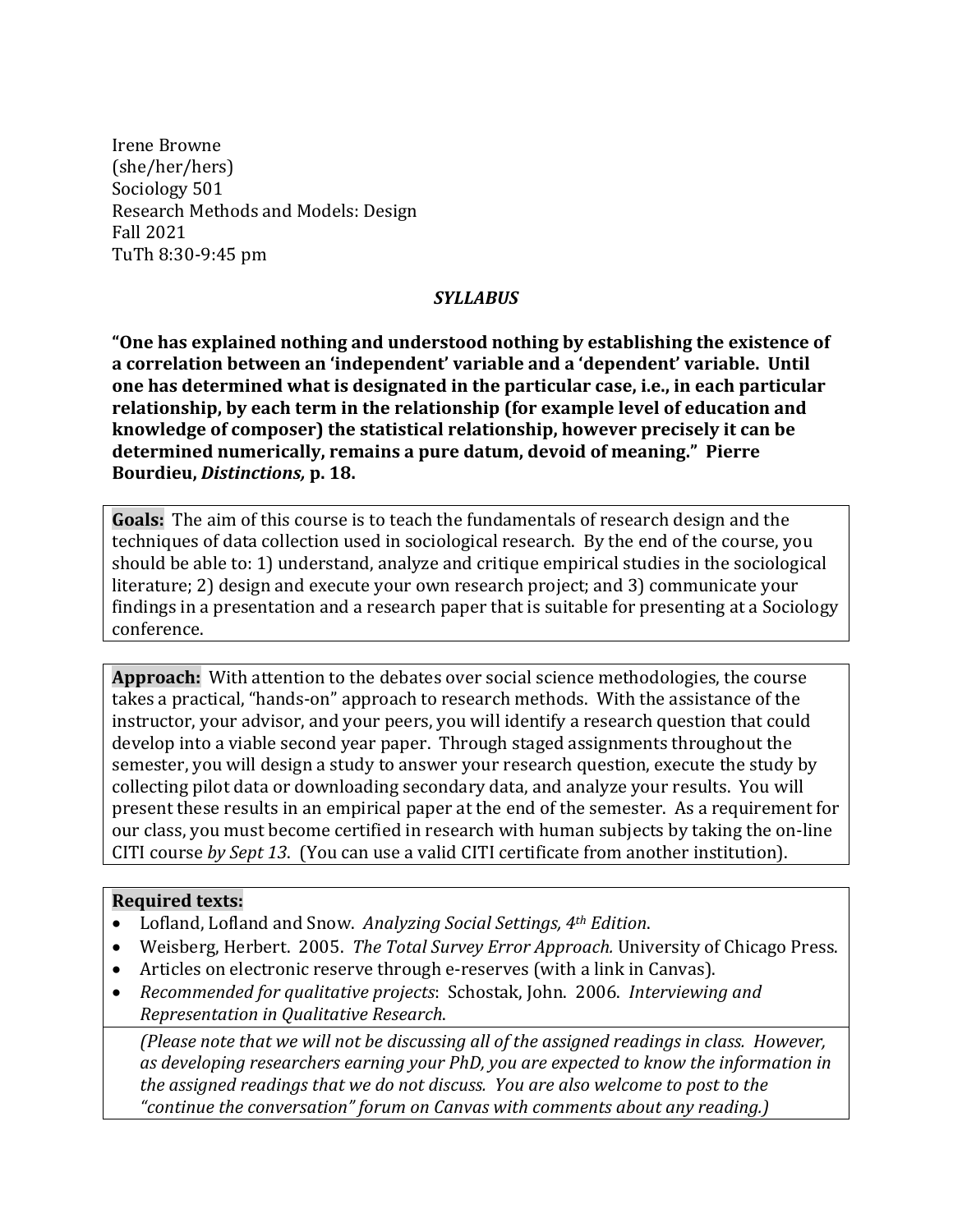Irene Browne
(she/her/hers)
Sociology 501
Research Methods and Models: Design
Fall 2021
TuTh 8:30-9:45 pm

***SYLLABUS***

**"One has explained nothing and understood nothing by establishing the existence of a correlation between an 'independent' variable and a 'dependent' variable. Until one has determined what is designated in the particular case, i.e., in each particular relationship, by each term in the relationship (for example level of education and knowledge of composer) the statistical relationship, however precisely it can be determined numerically, remains a pure datum, devoid of meaning." Pierre Bourdieu, *Distinctions,* p. 18.**

**Goals:** The aim of this course is to teach the fundamentals of research design and the techniques of data collection used in sociological research. By the end of the course, you should be able to: 1) understand, analyze and critique empirical studies in the sociological literature; 2) design and execute your own research project; and 3) communicate your findings in a presentation and a research paper that is suitable for presenting at a Sociology conference.

**Approach:** With attention to the debates over social science methodologies, the course takes a practical, "hands-on" approach to research methods. With the assistance of the instructor, your advisor, and your peers, you will identify a research question that could develop into a viable second year paper. Through staged assignments throughout the semester, you will design a study to answer your research question, execute the study by collecting pilot data or downloading secondary data, and analyze your results. You will present these results in an empirical paper at the end of the semester. As a requirement for our class, you must become certified in research with human subjects by taking the on-line CITI course *by Sept 13*. (You can use a valid CITI certificate from another institution).

**Required texts:**

- Lofland, Lofland and Snow. *Analyzing Social Settings, 4th Edition*.
- Weisberg, Herbert. 2005. *The Total Survey Error Approach.* University of Chicago Press.
- Articles on electronic reserve through e-reserves (with a link in Canvas).
- *Recommended for qualitative projects*: Schostak, John. 2006. *Interviewing and Representation in Qualitative Research*.

*(Please note that we will not be discussing all of the assigned readings in class. However, as developing researchers earning your PhD, you are expected to know the information in the assigned readings that we do not discuss. You are also welcome to post to the "continue the conversation" forum on Canvas with comments about any reading.)*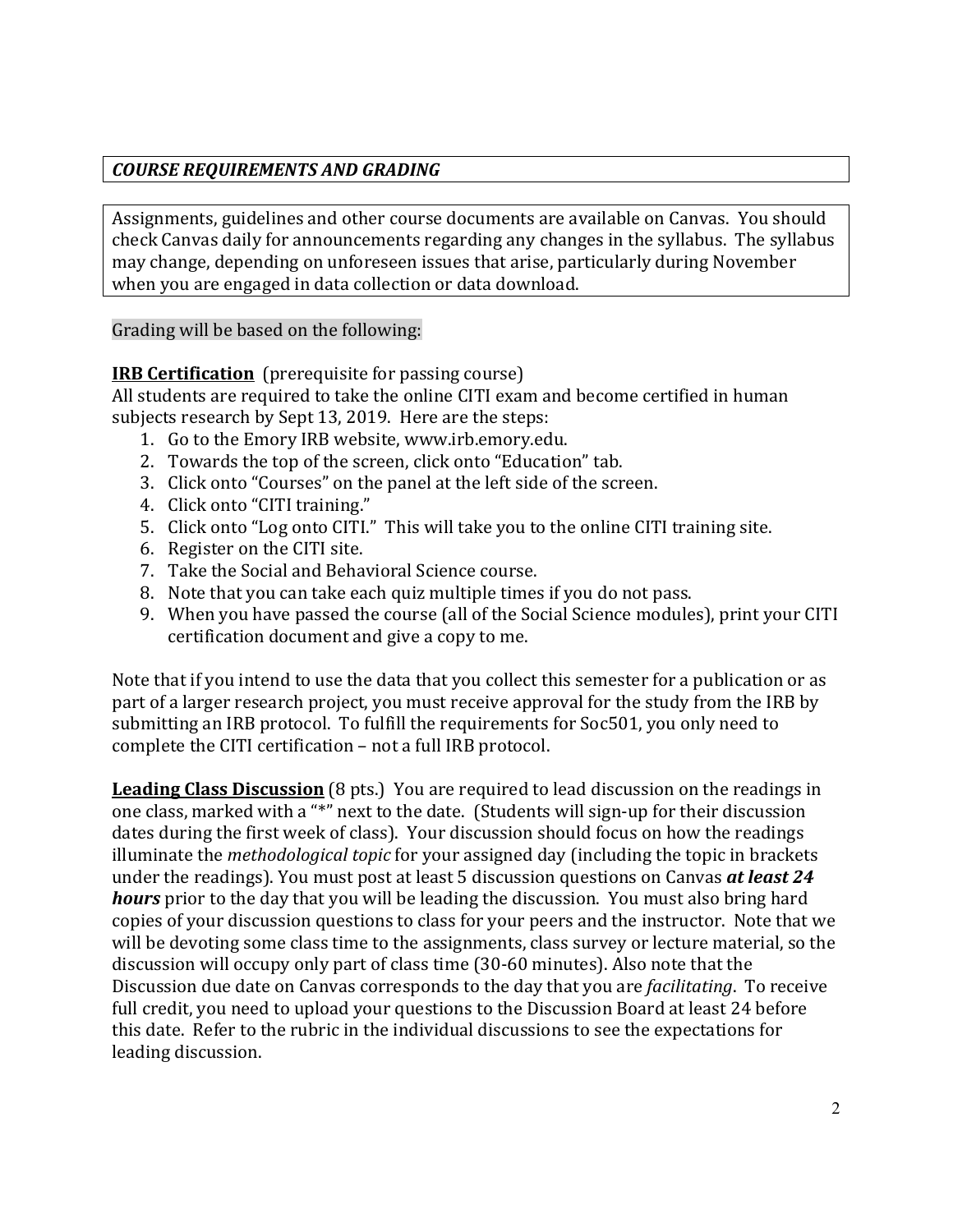***COURSE REQUIREMENTS AND GRADING***

Assignments, guidelines and other course documents are available on Canvas. You should check Canvas daily for announcements regarding any changes in the syllabus. The syllabus may change, depending on unforeseen issues that arise, particularly during November when you are engaged in data collection or data download.

Grading will be based on the following:

**IRB Certification** (prerequisite for passing course)
All students are required to take the online CITI exam and become certified in human subjects research by Sept 13, 2019. Here are the steps:

1. Go to the Emory IRB website, www.irb.emory.edu.
2. Towards the top of the screen, click onto "Education" tab.
3. Click onto "Courses" on the panel at the left side of the screen.
4. Click onto "CITI training."
5. Click onto "Log onto CITI." This will take you to the online CITI training site.
6. Register on the CITI site.
7. Take the Social and Behavioral Science course.
8. Note that you can take each quiz multiple times if you do not pass.
9. When you have passed the course (all of the Social Science modules), print your CITI certification document and give a copy to me.

Note that if you intend to use the data that you collect this semester for a publication or as part of a larger research project, you must receive approval for the study from the IRB by submitting an IRB protocol. To fulfill the requirements for Soc501, you only need to complete the CITI certification – not a full IRB protocol.

**Leading Class Discussion** (8 pts.) You are required to lead discussion on the readings in one class, marked with a "*" next to the date. (Students will sign-up for their discussion dates during the first week of class). Your discussion should focus on how the readings illuminate the *methodological topic* for your assigned day (including the topic in brackets under the readings). You must post at least 5 discussion questions on Canvas ***at least 24 hours*** prior to the day that you will be leading the discussion. You must also bring hard copies of your discussion questions to class for your peers and the instructor. Note that we will be devoting some class time to the assignments, class survey or lecture material, so the discussion will occupy only part of class time (30-60 minutes). Also note that the Discussion due date on Canvas corresponds to the day that you are *facilitating*. To receive full credit, you need to upload your questions to the Discussion Board at least 24 before this date. Refer to the rubric in the individual discussions to see the expectations for leading discussion.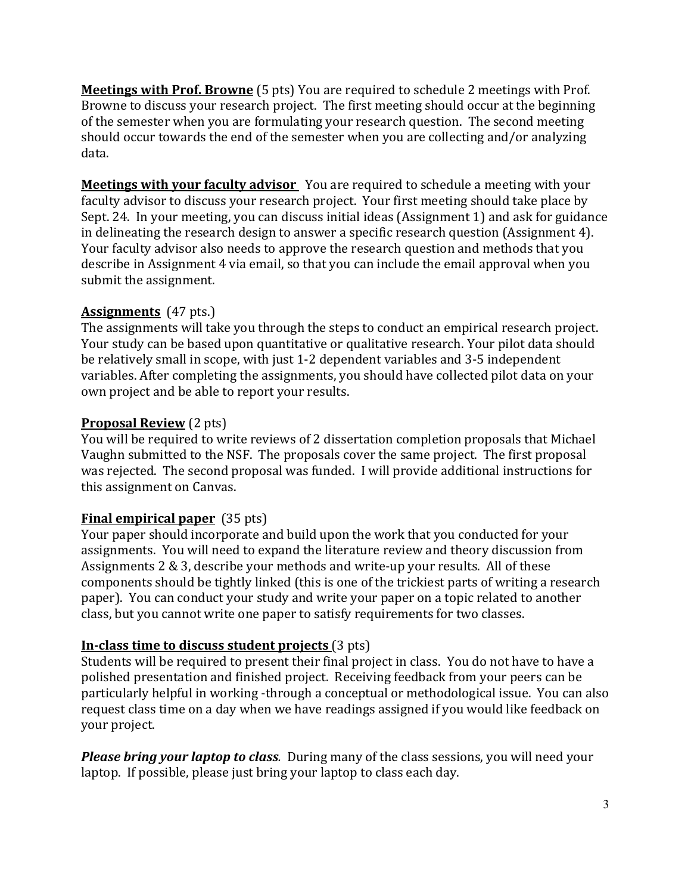**<u>Meetings with Prof. Browne</u>** (5 pts) You are required to schedule 2 meetings with Prof. Browne to discuss your research project. The first meeting should occur at the beginning of the semester when you are formulating your research question. The second meeting should occur towards the end of the semester when you are collecting and/or analyzing data.

**<u>Meetings with your faculty advisor</u>** You are required to schedule a meeting with your faculty advisor to discuss your research project. Your first meeting should take place by Sept. 24. In your meeting, you can discuss initial ideas (Assignment 1) and ask for guidance in delineating the research design to answer a specific research question (Assignment 4). Your faculty advisor also needs to approve the research question and methods that you describe in Assignment 4 via email, so that you can include the email approval when you submit the assignment.

**<u>Assignments</u>** (47 pts.)
The assignments will take you through the steps to conduct an empirical research project. Your study can be based upon quantitative or qualitative research. Your pilot data should be relatively small in scope, with just 1-2 dependent variables and 3-5 independent variables. After completing the assignments, you should have collected pilot data on your own project and be able to report your results.

**<u>Proposal Review</u>** (2 pts)
You will be required to write reviews of 2 dissertation completion proposals that Michael Vaughn submitted to the NSF. The proposals cover the same project. The first proposal was rejected. The second proposal was funded. I will provide additional instructions for this assignment on Canvas.

**<u>Final empirical paper</u>** (35 pts)
Your paper should incorporate and build upon the work that you conducted for your assignments. You will need to expand the literature review and theory discussion from Assignments 2 & 3, describe your methods and write-up your results. All of these components should be tightly linked (this is one of the trickiest parts of writing a research paper). You can conduct your study and write your paper on a topic related to another class, but you cannot write one paper to satisfy requirements for two classes.

**<u>In-class time to discuss student projects</u>** (3 pts)
Students will be required to present their final project in class. You do not have to have a polished presentation and finished project. Receiving feedback from your peers can be particularly helpful in working -through a conceptual or methodological issue. You can also request class time on a day when we have readings assigned if you would like feedback on your project.

***Please bring your laptop to class***. During many of the class sessions, you will need your laptop. If possible, please just bring your laptop to class each day.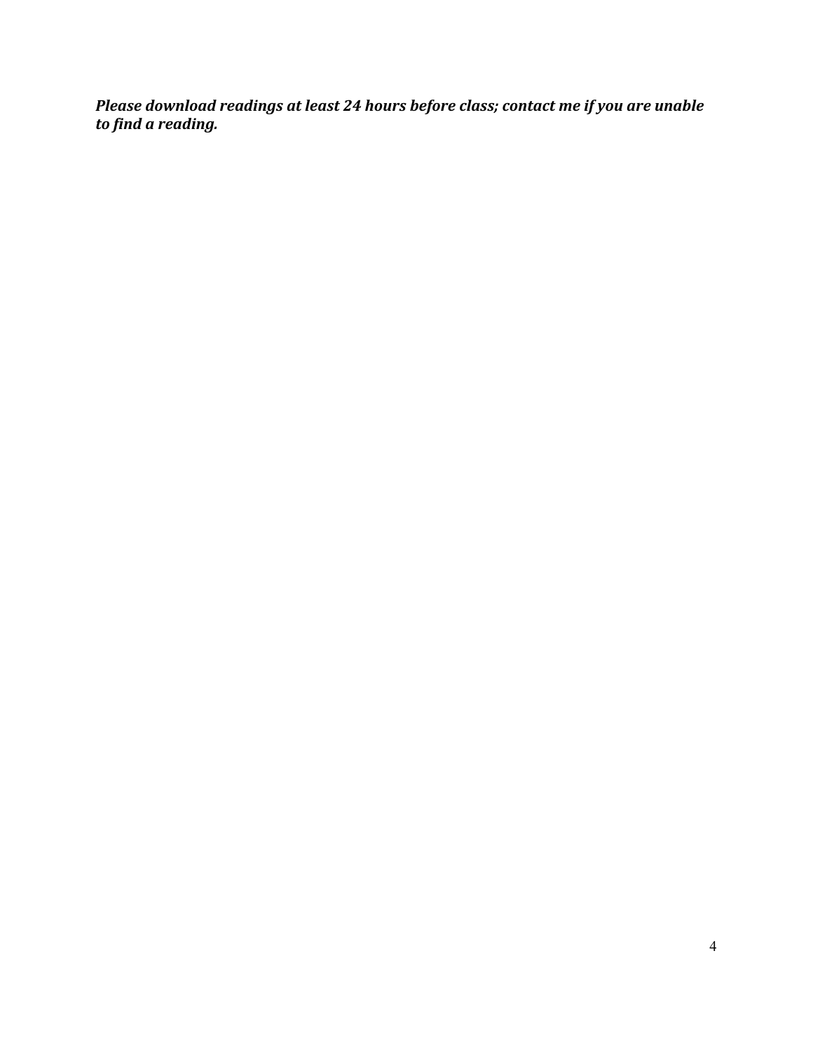***Please download readings at least 24 hours before class; contact me if you are unable to find a reading.***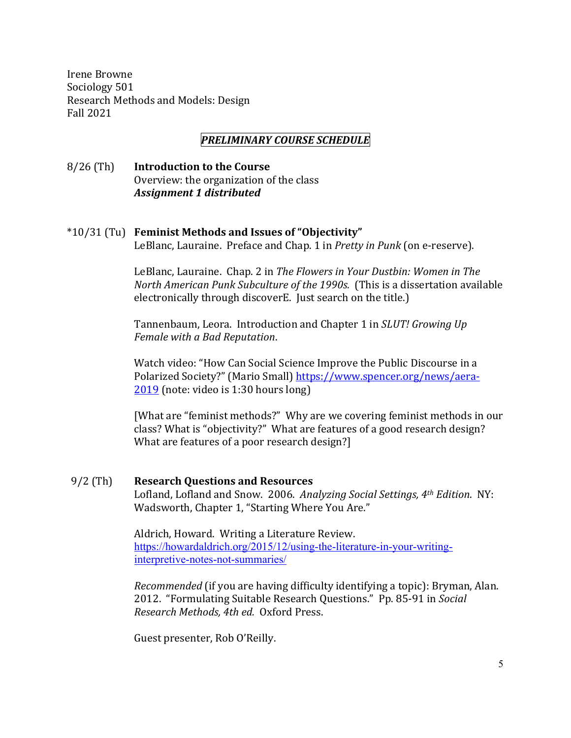Irene Browne
Sociology 501
Research Methods and Models: Design
Fall 2021

***PRELIMINARY COURSE SCHEDULE***

8/26 (Th) **Introduction to the Course**
Overview: the organization of the class
***Assignment 1 distributed***

*10/31 (Tu) **Feminist Methods and Issues of "Objectivity"**
LeBlanc, Lauraine. Preface and Chap. 1 in *Pretty in Punk* (on e-reserve).

LeBlanc, Lauraine. Chap. 2 in *The Flowers in Your Dustbin: Women in The North American Punk Subculture of the 1990s.* (This is a dissertation available electronically through discoverE. Just search on the title.)

Tannenbaum, Leora. Introduction and Chapter 1 in *SLUT! Growing Up Female with a Bad Reputation*.

Watch video: "How Can Social Science Improve the Public Discourse in a Polarized Society?" (Mario Small) https://www.spencer.org/news/aera-2019 (note: video is 1:30 hours long)

[What are "feminist methods?" Why are we covering feminist methods in our class? What is "objectivity?" What are features of a good research design? What are features of a poor research design?]

9/2 (Th) **Research Questions and Resources**
Lofland, Lofland and Snow. 2006. *Analyzing Social Settings, 4th Edition*. NY: Wadsworth, Chapter 1, "Starting Where You Are."

Aldrich, Howard. Writing a Literature Review.
https://howardaldrich.org/2015/12/using-the-literature-in-your-writing-interpretive-notes-not-summaries/

*Recommended* (if you are having difficulty identifying a topic): Bryman, Alan. 2012. "Formulating Suitable Research Questions." Pp. 85-91 in *Social Research Methods, 4th ed.* Oxford Press.

Guest presenter, Rob O'Reilly.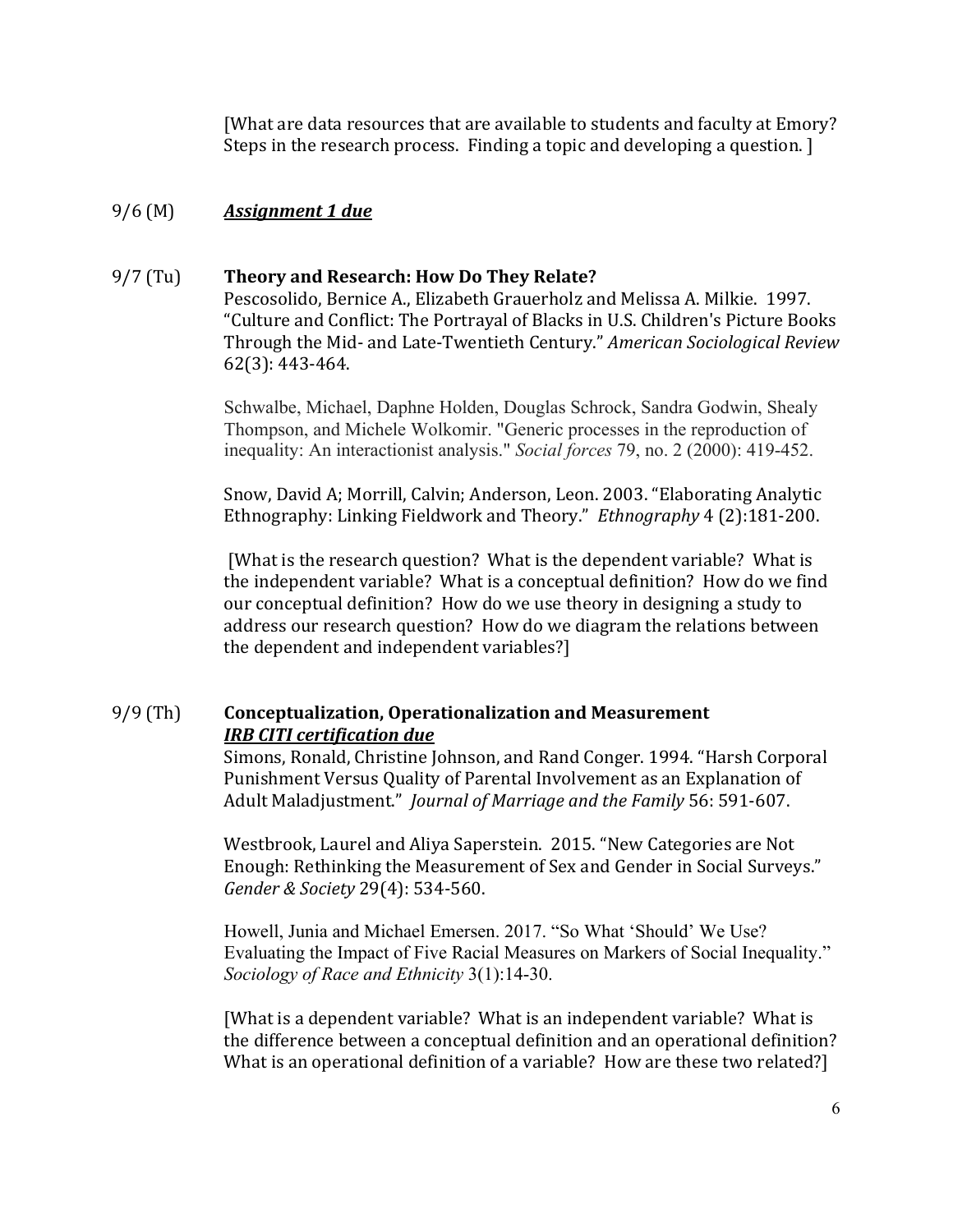[What are data resources that are available to students and faculty at Emory? Steps in the research process. Finding a topic and developing a question. ]

9/6 (M) ***Assignment 1 due***

9/7 (Tu) **Theory and Research: How Do They Relate?**

Pescosolido, Bernice A., Elizabeth Grauerholz and Melissa A. Milkie. 1997. "Culture and Conflict: The Portrayal of Blacks in U.S. Children's Picture Books Through the Mid- and Late-Twentieth Century." *American Sociological Review* 62(3): 443-464.

Schwalbe, Michael, Daphne Holden, Douglas Schrock, Sandra Godwin, Shealy Thompson, and Michele Wolkomir. "Generic processes in the reproduction of inequality: An interactionist analysis." *Social forces* 79, no. 2 (2000): 419-452.

Snow, David A; Morrill, Calvin; Anderson, Leon. 2003. "Elaborating Analytic Ethnography: Linking Fieldwork and Theory." *Ethnography* 4 (2):181-200.

[What is the research question? What is the dependent variable? What is the independent variable? What is a conceptual definition? How do we find our conceptual definition? How do we use theory in designing a study to address our research question? How do we diagram the relations between the dependent and independent variables?]

9/9 (Th) **Conceptualization, Operationalization and Measurement**
***IRB CITI certification due***

Simons, Ronald, Christine Johnson, and Rand Conger. 1994. "Harsh Corporal Punishment Versus Quality of Parental Involvement as an Explanation of Adult Maladjustment." *Journal of Marriage and the Family* 56: 591-607.

Westbrook, Laurel and Aliya Saperstein. 2015. "New Categories are Not Enough: Rethinking the Measurement of Sex and Gender in Social Surveys." *Gender & Society* 29(4): 534-560.

Howell, Junia and Michael Emersen. 2017. "So What 'Should' We Use? Evaluating the Impact of Five Racial Measures on Markers of Social Inequality." *Sociology of Race and Ethnicity* 3(1):14-30.

[What is a dependent variable? What is an independent variable? What is the difference between a conceptual definition and an operational definition? What is an operational definition of a variable? How are these two related?]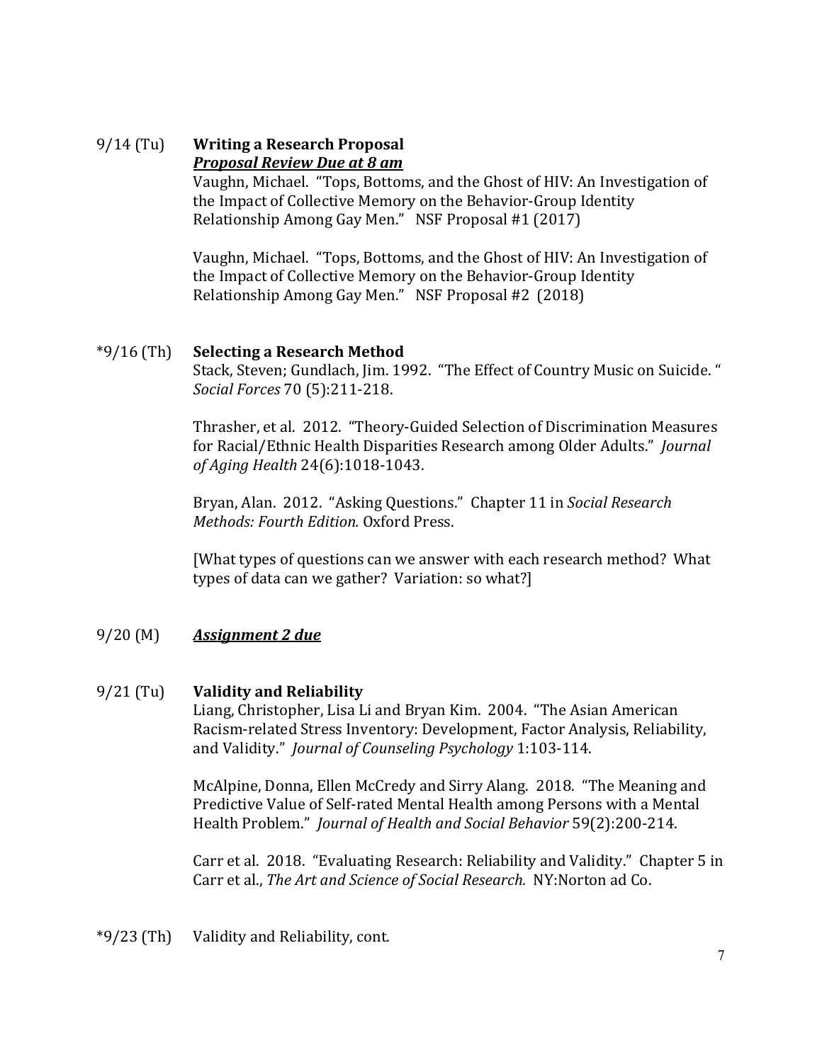9/14 (Tu) **Writing a Research Proposal**
***<u>Proposal Review Due at 8 am</u>***

Vaughn, Michael. "Tops, Bottoms, and the Ghost of HIV: An Investigation of the Impact of Collective Memory on the Behavior-Group Identity Relationship Among Gay Men." NSF Proposal #1 (2017)

Vaughn, Michael. "Tops, Bottoms, and the Ghost of HIV: An Investigation of the Impact of Collective Memory on the Behavior-Group Identity Relationship Among Gay Men." NSF Proposal #2 (2018)

*9/16 (Th) **Selecting a Research Method**

Stack, Steven; Gundlach, Jim. 1992. "The Effect of Country Music on Suicide. " *Social Forces* 70 (5):211-218.

Thrasher, et al. 2012. "Theory-Guided Selection of Discrimination Measures for Racial/Ethnic Health Disparities Research among Older Adults." *Journal of Aging Health* 24(6):1018-1043.

Bryan, Alan. 2012. "Asking Questions." Chapter 11 in *Social Research Methods: Fourth Edition.* Oxford Press.

[What types of questions can we answer with each research method? What types of data can we gather? Variation: so what?]

9/20 (M) ***<u>Assignment 2 due</u>***

9/21 (Tu) **Validity and Reliability**

Liang, Christopher, Lisa Li and Bryan Kim. 2004. "The Asian American Racism-related Stress Inventory: Development, Factor Analysis, Reliability, and Validity." *Journal of Counseling Psychology* 1:103-114.

McAlpine, Donna, Ellen McCredy and Sirry Alang. 2018. "The Meaning and Predictive Value of Self-rated Mental Health among Persons with a Mental Health Problem." *Journal of Health and Social Behavior* 59(2):200-214.

Carr et al. 2018. "Evaluating Research: Reliability and Validity." Chapter 5 in Carr et al., *The Art and Science of Social Research.* NY:Norton ad Co.

*9/23 (Th) Validity and Reliability, cont.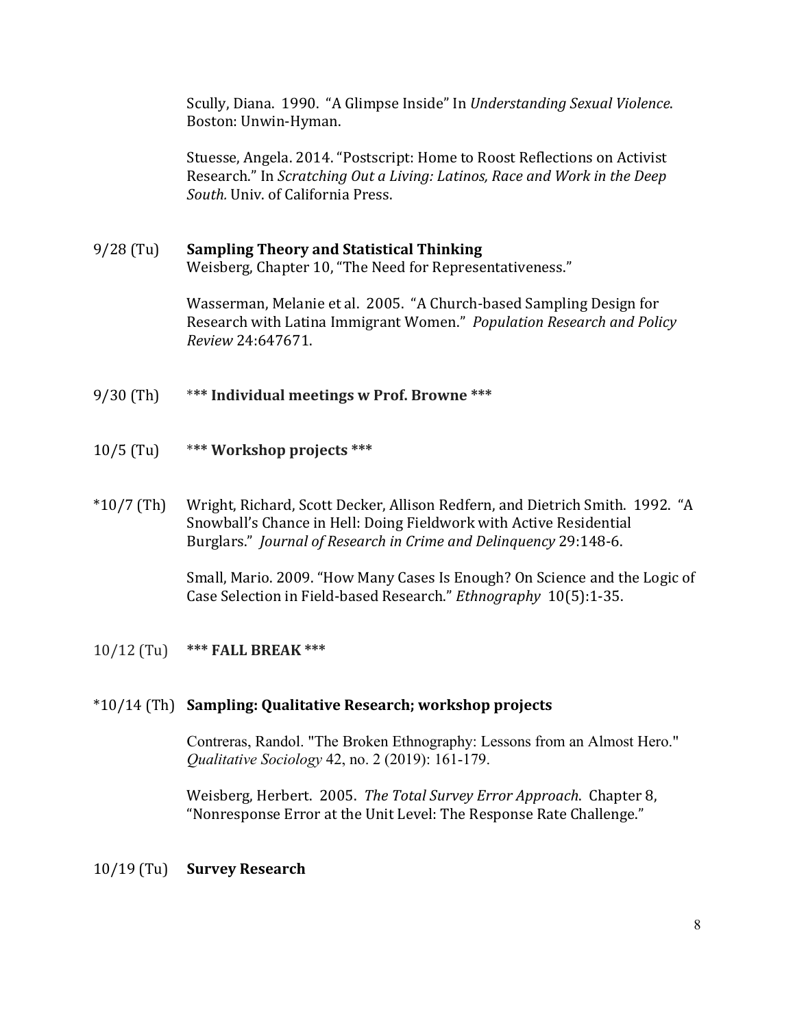Scully, Diana. 1990. "A Glimpse Inside" In *Understanding Sexual Violence*. Boston: Unwin-Hyman.

Stuesse, Angela. 2014. "Postscript: Home to Roost Reflections on Activist Research." In *Scratching Out a Living: Latinos, Race and Work in the Deep South.* Univ. of California Press.

9/28 (Tu) **Sampling Theory and Statistical Thinking**
Weisberg, Chapter 10, "The Need for Representativeness."

Wasserman, Melanie et al. 2005. "A Church-based Sampling Design for Research with Latina Immigrant Women." *Population Research and Policy Review* 24:647671.

9/30 (Th) *** **Individual meetings w Prof. Browne** ***

10/5 (Tu) *** **Workshop projects** ***

*10/7 (Th) Wright, Richard, Scott Decker, Allison Redfern, and Dietrich Smith. 1992. "A Snowball's Chance in Hell: Doing Fieldwork with Active Residential Burglars." *Journal of Research in Crime and Delinquency* 29:148-6.

Small, Mario. 2009. "How Many Cases Is Enough? On Science and the Logic of Case Selection in Field-based Research." *Ethnography* 10(5):1-35.

10/12 (Tu) *** **FALL BREAK** ***

*10/14 (Th) **Sampling: Qualitative Research; workshop projects**

Contreras, Randol. "The Broken Ethnography: Lessons from an Almost Hero." *Qualitative Sociology* 42, no. 2 (2019): 161-179.

Weisberg, Herbert. 2005. *The Total Survey Error Approach*. Chapter 8, "Nonresponse Error at the Unit Level: The Response Rate Challenge."

10/19 (Tu) **Survey Research**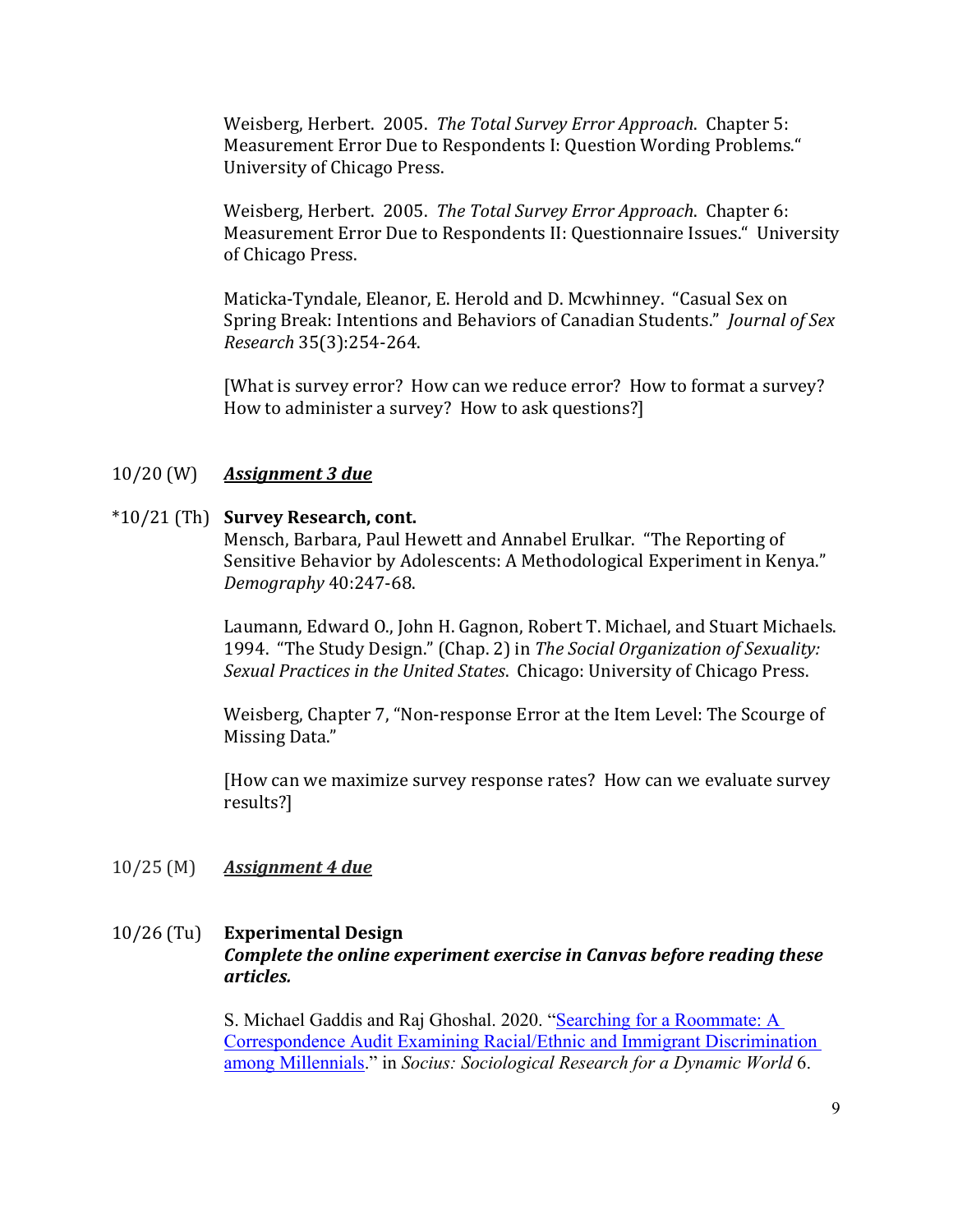Weisberg, Herbert. 2005. *The Total Survey Error Approach*. Chapter 5: Measurement Error Due to Respondents I: Question Wording Problems." University of Chicago Press.

Weisberg, Herbert. 2005. *The Total Survey Error Approach*. Chapter 6: Measurement Error Due to Respondents II: Questionnaire Issues." University of Chicago Press.

Maticka-Tyndale, Eleanor, E. Herold and D. Mcwhinney. "Casual Sex on Spring Break: Intentions and Behaviors of Canadian Students." *Journal of Sex Research* 35(3):254-264.

[What is survey error? How can we reduce error? How to format a survey? How to administer a survey? How to ask questions?]

10/20 (W) ***Assignment 3 due***

*10/21 (Th) **Survey Research, cont.**

Mensch, Barbara, Paul Hewett and Annabel Erulkar. "The Reporting of Sensitive Behavior by Adolescents: A Methodological Experiment in Kenya." *Demography* 40:247-68.

Laumann, Edward O., John H. Gagnon, Robert T. Michael, and Stuart Michaels. 1994. "The Study Design." (Chap. 2) in *The Social Organization of Sexuality: Sexual Practices in the United States*. Chicago: University of Chicago Press.

Weisberg, Chapter 7, "Non-response Error at the Item Level: The Scourge of Missing Data."

[How can we maximize survey response rates? How can we evaluate survey results?]

10/25 (M) ***Assignment 4 due***

10/26 (Tu) **Experimental Design**

***Complete the online experiment exercise in Canvas before reading these articles.***

S. Michael Gaddis and Raj Ghoshal. 2020. "Searching for a Roommate: A Correspondence Audit Examining Racial/Ethnic and Immigrant Discrimination among Millennials." in *Socius: Sociological Research for a Dynamic World* 6.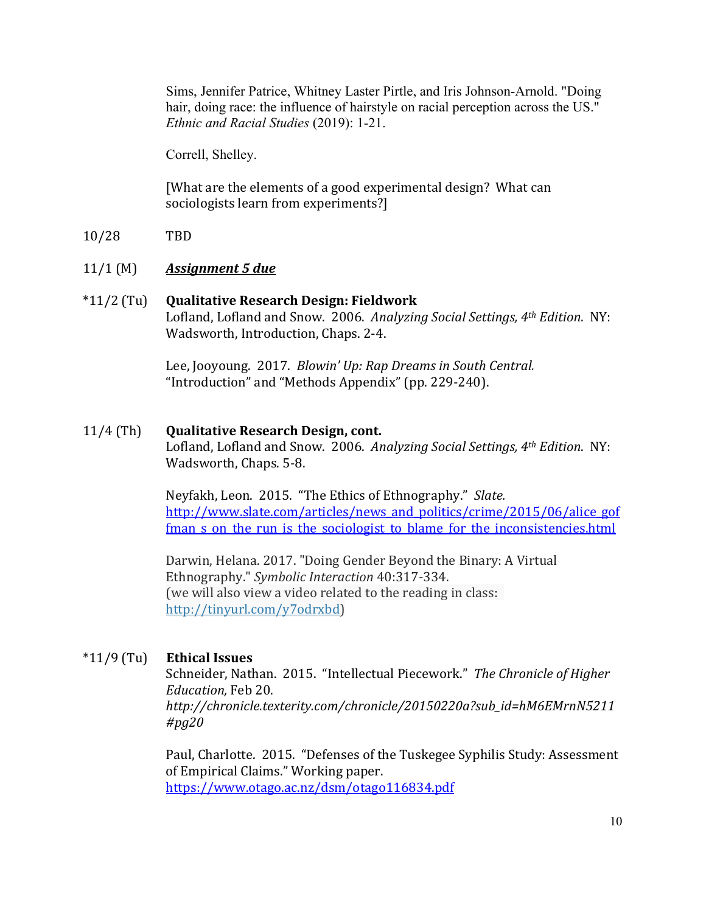Sims, Jennifer Patrice, Whitney Laster Pirtle, and Iris Johnson-Arnold. "Doing hair, doing race: the influence of hairstyle on racial perception across the US." *Ethnic and Racial Studies* (2019): 1-21.

Correll, Shelley.

[What are the elements of a good experimental design? What can sociologists learn from experiments?]

10/28 TBD

11/1 (M) ***Assignment 5 due***

*11/2 (Tu) **Qualitative Research Design: Fieldwork**

Lofland, Lofland and Snow. 2006. *Analyzing Social Settings, 4th Edition*. NY: Wadsworth, Introduction, Chaps. 2-4.

Lee, Jooyoung. 2017. *Blowin' Up: Rap Dreams in South Central.* "Introduction" and "Methods Appendix" (pp. 229-240).

11/4 (Th) **Qualitative Research Design, cont.**

Lofland, Lofland and Snow. 2006. *Analyzing Social Settings, 4th Edition*. NY: Wadsworth, Chaps. 5-8.

Neyfakh, Leon. 2015. "The Ethics of Ethnography." *Slate.* http://www.slate.com/articles/news_and_politics/crime/2015/06/alice_goffman_s_on_the_run_is_the_sociologist_to_blame_for_the_inconsistencies.html

Darwin, Helana. 2017. "Doing Gender Beyond the Binary: A Virtual Ethnography." *Symbolic Interaction* 40:317-334. (we will also view a video related to the reading in class: http://tinyurl.com/y7odrxbd)

*11/9 (Tu) **Ethical Issues**

Schneider, Nathan. 2015. "Intellectual Piecework." *The Chronicle of Higher Education,* Feb 20. *http://chronicle.texterity.com/chronicle/20150220a?sub_id=hM6EMrnN5211#pg20*

Paul, Charlotte. 2015. "Defenses of the Tuskegee Syphilis Study: Assessment of Empirical Claims." Working paper. https://www.otago.ac.nz/dsm/otago116834.pdf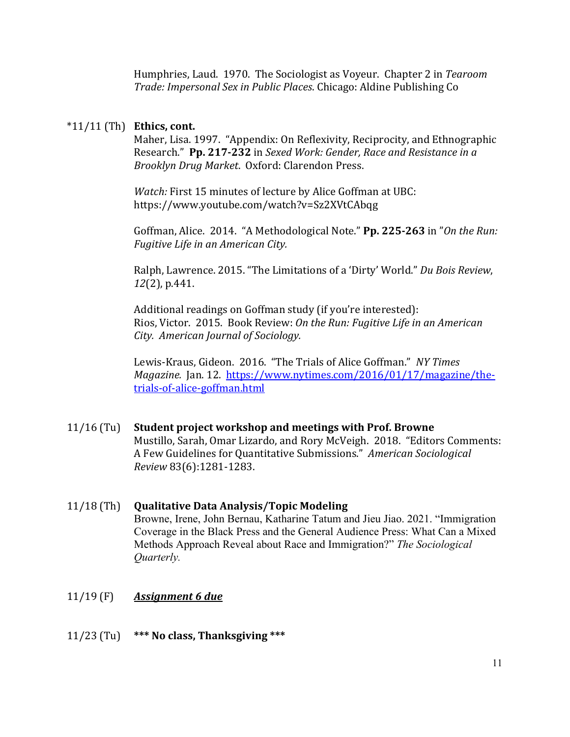Humphries, Laud. 1970. The Sociologist as Voyeur. Chapter 2 in *Tearoom Trade: Impersonal Sex in Public Places*. Chicago: Aldine Publishing Co

*11/11 (Th) **Ethics, cont.**

Maher, Lisa. 1997. "Appendix: On Reflexivity, Reciprocity, and Ethnographic Research." **Pp. 217-232** in *Sexed Work: Gender, Race and Resistance in a Brooklyn Drug Market*. Oxford: Clarendon Press.

*Watch:* First 15 minutes of lecture by Alice Goffman at UBC: https://www.youtube.com/watch?v=Sz2XVtCAbqg

Goffman, Alice. 2014. "A Methodological Note." **Pp. 225-263** in "*On the Run: Fugitive Life in an American City.*

Ralph, Lawrence. 2015. "The Limitations of a 'Dirty' World." *Du Bois Review*, *12*(2), p.441.

Additional readings on Goffman study (if you're interested):
Rios, Victor. 2015. Book Review: *On the Run: Fugitive Life in an American City. American Journal of Sociology.*

Lewis-Kraus, Gideon. 2016. "The Trials of Alice Goffman." *NY Times Magazine.* Jan. 12. [https://www.nytimes.com/2016/01/17/magazine/the-trials-of-alice-goffman.html](https://www.nytimes.com/2016/01/17/magazine/the-trials-of-alice-goffman.html)

11/16 (Tu) **Student project workshop and meetings with Prof. Browne**

Mustillo, Sarah, Omar Lizardo, and Rory McVeigh. 2018. "Editors Comments: A Few Guidelines for Quantitative Submissions." *American Sociological Review* 83(6):1281-1283.

11/18 (Th) **Qualitative Data Analysis/Topic Modeling**

Browne, Irene, John Bernau, Katharine Tatum and Jieu Jiao. 2021. "Immigration Coverage in the Black Press and the General Audience Press: What Can a Mixed Methods Approach Reveal about Race and Immigration?" *The Sociological Quarterly.*

11/19 (F) ***Assignment 6 due***

11/23 (Tu) **\*\*\* No class, Thanksgiving \*\*\***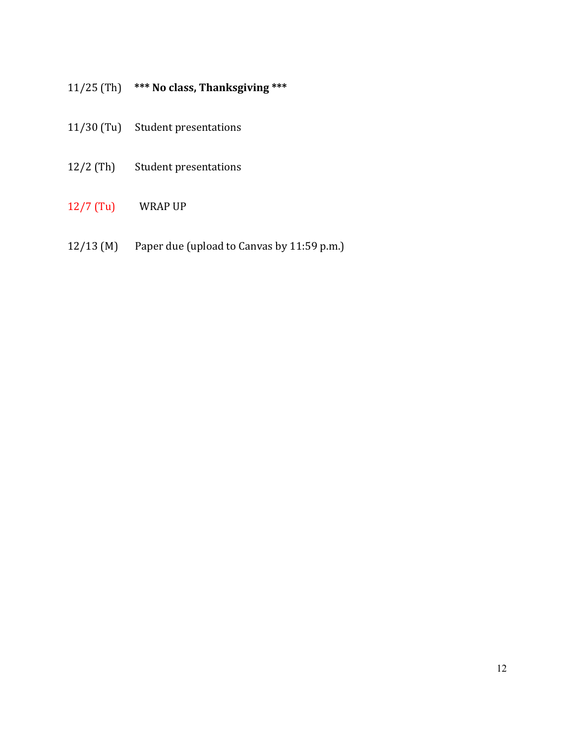11/25 (Th) **\*\*\* No class, Thanksgiving \*\*\***

11/30 (Tu) Student presentations

12/2 (Th) Student presentations

12/7 (Tu) WRAP UP

12/13 (M) Paper due (upload to Canvas by 11:59 p.m.)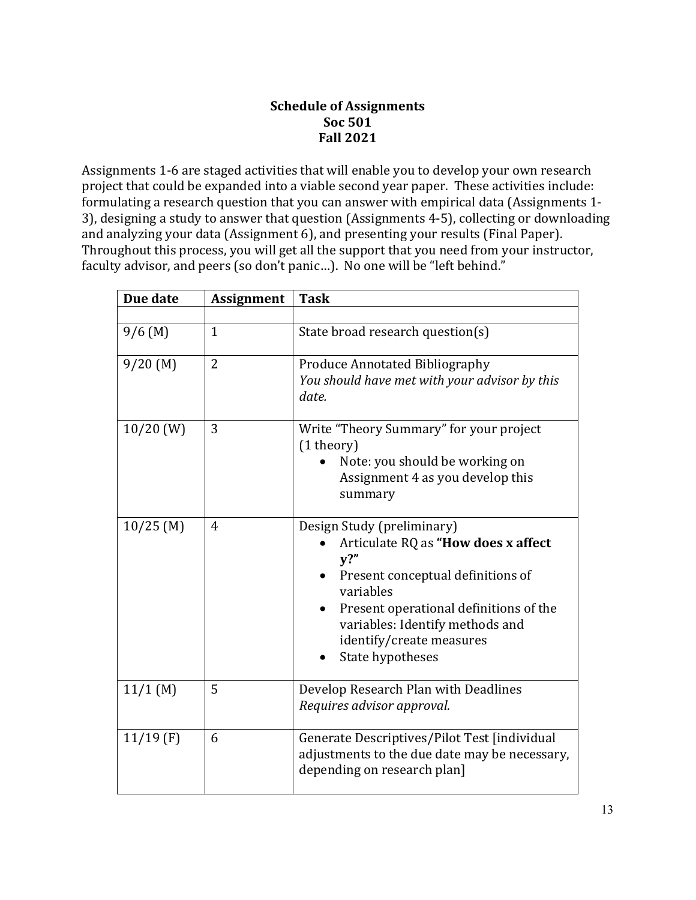**Schedule of Assignments**
**Soc 501**
**Fall 2021**

Assignments 1-6 are staged activities that will enable you to develop your own research project that could be expanded into a viable second year paper. These activities include: formulating a research question that you can answer with empirical data (Assignments 1-3), designing a study to answer that question (Assignments 4-5), collecting or downloading and analyzing your data (Assignment 6), and presenting your results (Final Paper). Throughout this process, you will get all the support that you need from your instructor, faculty advisor, and peers (so don't panic…). No one will be "left behind."

| Due date | Assignment | Task |
|---|---|---|
| | | |
| 9/6 (M) | 1 | State broad research question(s) |
| 9/20 (M) | 2 | Produce Annotated Bibliography<br>*You should have met with your advisor by this date.* |
| 10/20 (W) | 3 | Write "Theory Summary" for your project (1 theory)<br>• Note: you should be working on Assignment 4 as you develop this summary |
| 10/25 (M) | 4 | Design Study (preliminary)<br>• Articulate RQ as **"How does x affect y?"**<br>• Present conceptual definitions of variables<br>• Present operational definitions of the variables: Identify methods and identify/create measures<br>• State hypotheses |
| 11/1 (M) | 5 | Develop Research Plan with Deadlines<br>*Requires advisor approval.* |
| 11/19 (F) | 6 | Generate Descriptives/Pilot Test [individual adjustments to the due date may be necessary, depending on research plan] |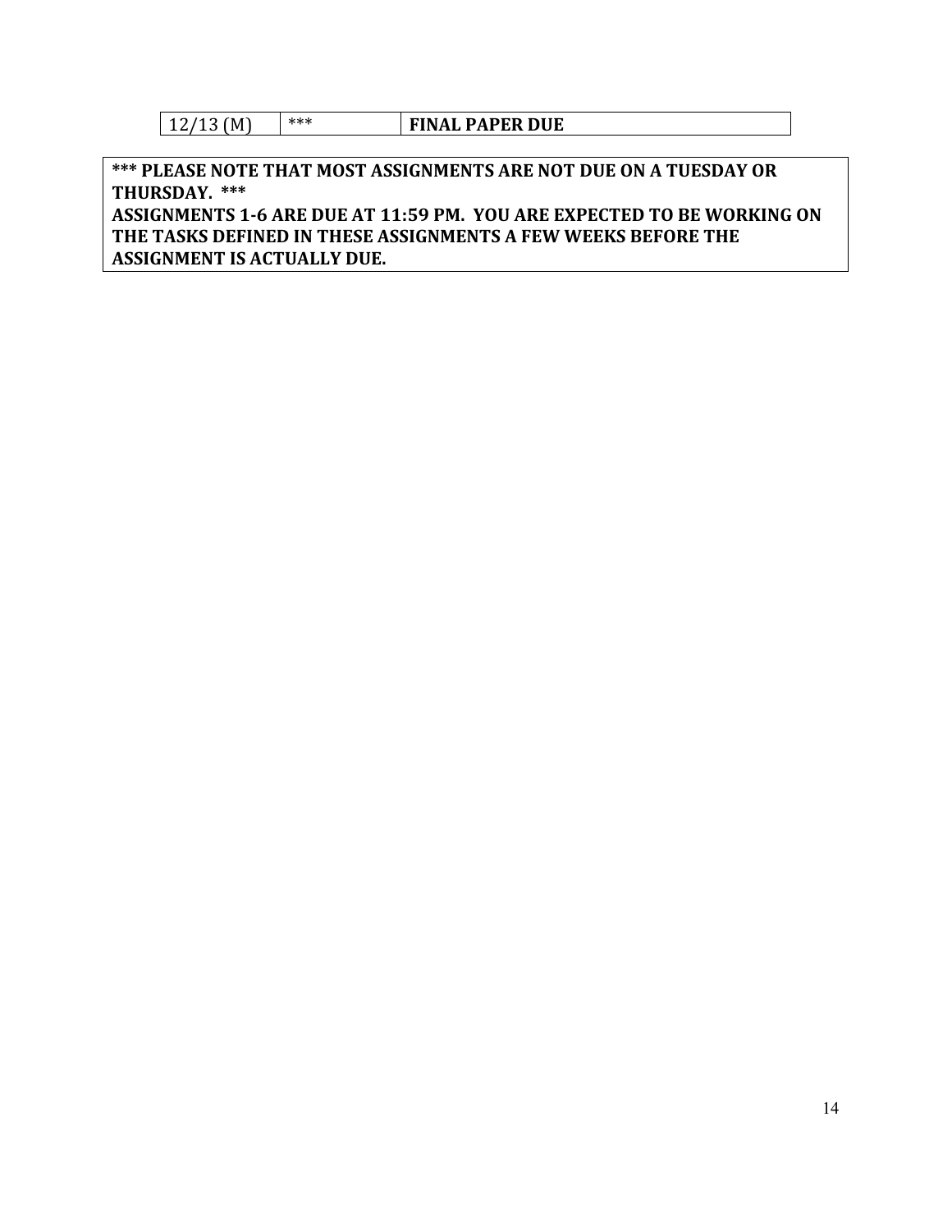| | | |
|---|---|---|
| 12/13 (M) | *** | **FINAL PAPER DUE** |

**\*\*\* PLEASE NOTE THAT MOST ASSIGNMENTS ARE NOT DUE ON A TUESDAY OR THURSDAY. \*\*\***
**ASSIGNMENTS 1-6 ARE DUE AT 11:59 PM. YOU ARE EXPECTED TO BE WORKING ON THE TASKS DEFINED IN THESE ASSIGNMENTS A FEW WEEKS BEFORE THE ASSIGNMENT IS ACTUALLY DUE.**